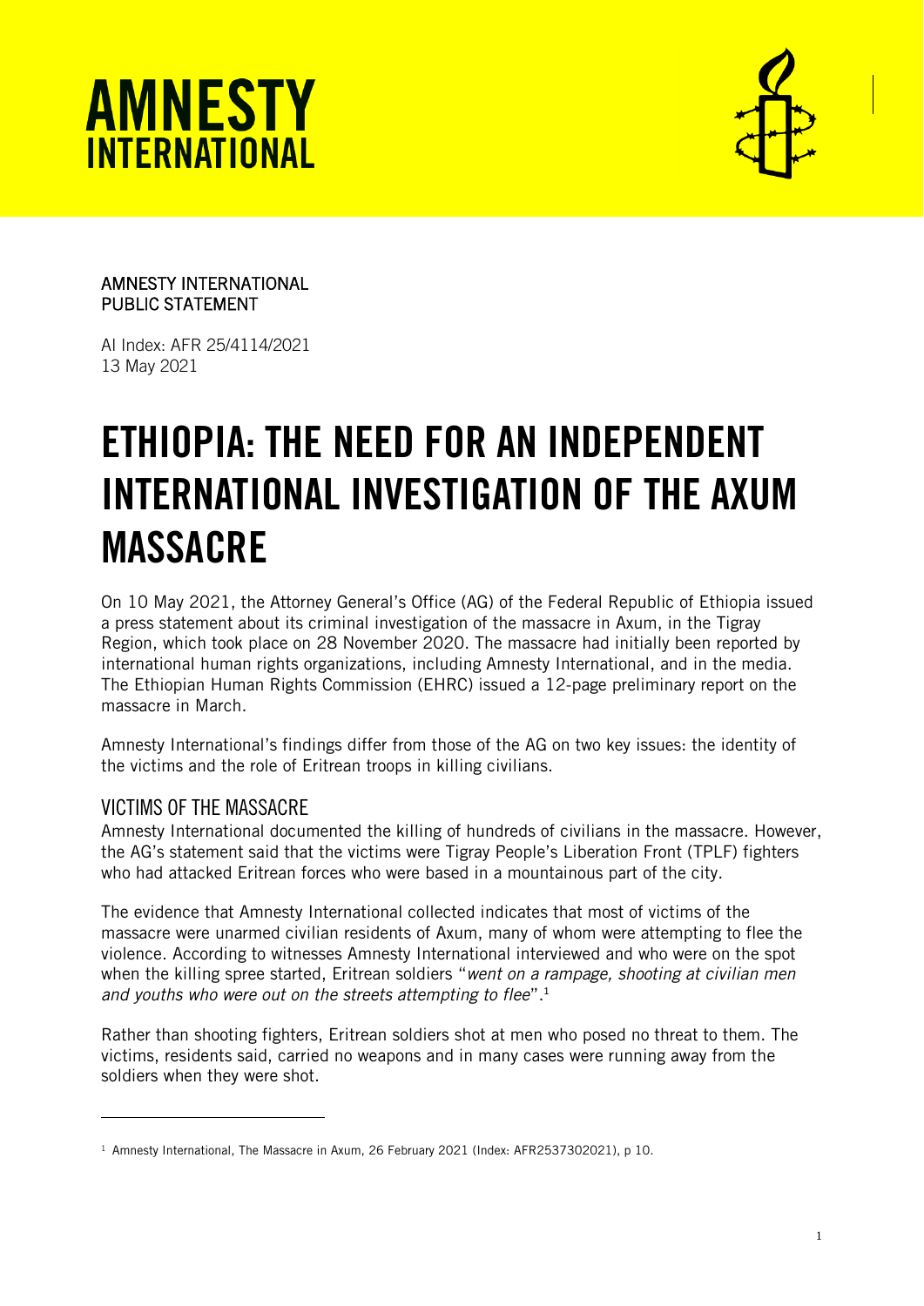# AMNESTY INTERNATIONAL

AMNESTY INTERNATIONAL
PUBLIC STATEMENT

AI Index: AFR 25/4114/2021
13 May 2021

# ETHIOPIA: THE NEED FOR AN INDEPENDENT INTERNATIONAL INVESTIGATION OF THE AXUM MASSACRE

On 10 May 2021, the Attorney General's Office (AG) of the Federal Republic of Ethiopia issued a press statement about its criminal investigation of the massacre in Axum, in the Tigray Region, which took place on 28 November 2020. The massacre had initially been reported by international human rights organizations, including Amnesty International, and in the media. The Ethiopian Human Rights Commission (EHRC) issued a 12-page preliminary report on the massacre in March.

Amnesty International's findings differ from those of the AG on two key issues: the identity of the victims and the role of Eritrean troops in killing civilians.

## VICTIMS OF THE MASSACRE

Amnesty International documented the killing of hundreds of civilians in the massacre. However, the AG's statement said that the victims were Tigray People's Liberation Front (TPLF) fighters who had attacked Eritrean forces who were based in a mountainous part of the city.

The evidence that Amnesty International collected indicates that most of victims of the massacre were unarmed civilian residents of Axum, many of whom were attempting to flee the violence. According to witnesses Amnesty International interviewed and who were on the spot when the killing spree started, Eritrean soldiers "*went on a rampage, shooting at civilian men and youths who were out on the streets attempting to flee*".[1]

Rather than shooting fighters, Eritrean soldiers shot at men who posed no threat to them. The victims, residents said, carried no weapons and in many cases were running away from the soldiers when they were shot.

---

[1] Amnesty International, The Massacre in Axum, 26 February 2021 (Index: AFR2537302021), p 10.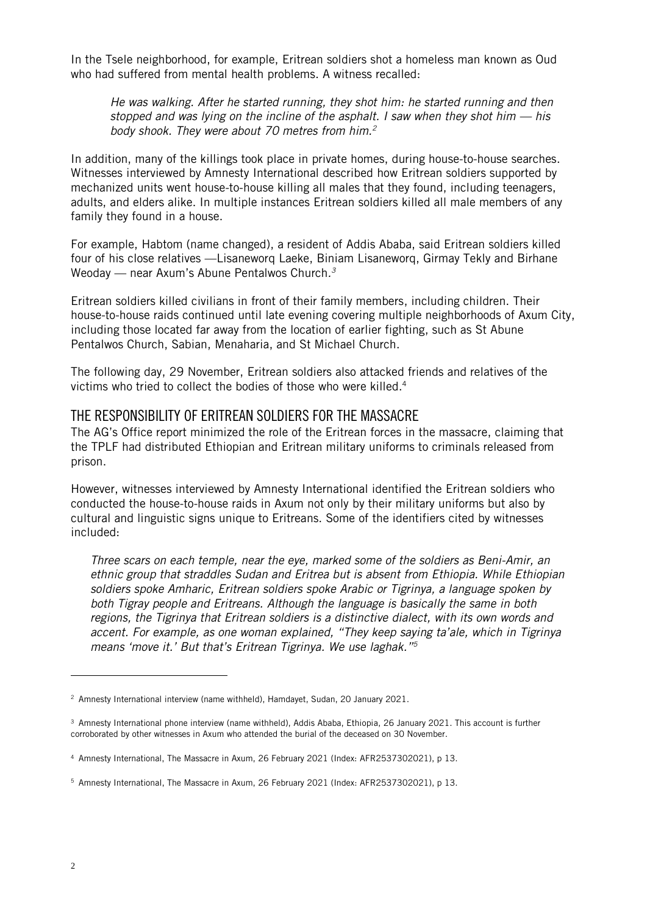In the Tsele neighborhood, for example, Eritrean soldiers shot a homeless man known as Oud who had suffered from mental health problems. A witness recalled:

> *He was walking. After he started running, they shot him: he started running and then stopped and was lying on the incline of the asphalt. I saw when they shot him — his body shook. They were about 70 metres from him.*[2]

In addition, many of the killings took place in private homes, during house-to-house searches. Witnesses interviewed by Amnesty International described how Eritrean soldiers supported by mechanized units went house-to-house killing all males that they found, including teenagers, adults, and elders alike. In multiple instances Eritrean soldiers killed all male members of any family they found in a house.

For example, Habtom (name changed), a resident of Addis Ababa, said Eritrean soldiers killed four of his close relatives —Lisaneworq Laeke, Biniam Lisaneworq, Girmay Tekly and Birhane Weoday — near Axum's Abune Pentalwos Church.[3]

Eritrean soldiers killed civilians in front of their family members, including children. Their house-to-house raids continued until late evening covering multiple neighborhoods of Axum City, including those located far away from the location of earlier fighting, such as St Abune Pentalwos Church, Sabian, Menaharia, and St Michael Church.

The following day, 29 November, Eritrean soldiers also attacked friends and relatives of the victims who tried to collect the bodies of those who were killed.[4]

## THE RESPONSIBILITY OF ERITREAN SOLDIERS FOR THE MASSACRE

The AG's Office report minimized the role of the Eritrean forces in the massacre, claiming that the TPLF had distributed Ethiopian and Eritrean military uniforms to criminals released from prison.

However, witnesses interviewed by Amnesty International identified the Eritrean soldiers who conducted the house-to-house raids in Axum not only by their military uniforms but also by cultural and linguistic signs unique to Eritreans. Some of the identifiers cited by witnesses included:

> *Three scars on each temple, near the eye, marked some of the soldiers as Beni-Amir, an ethnic group that straddles Sudan and Eritrea but is absent from Ethiopia. While Ethiopian soldiers spoke Amharic, Eritrean soldiers spoke Arabic or Tigrinya, a language spoken by both Tigray people and Eritreans. Although the language is basically the same in both regions, the Tigrinya that Eritrean soldiers is a distinctive dialect, with its own words and accent. For example, as one woman explained, "They keep saying ta'ale, which in Tigrinya means 'move it.' But that's Eritrean Tigrinya. We use laghak."*[5]

---

[2] Amnesty International interview (name withheld), Hamdayet, Sudan, 20 January 2021.

[3] Amnesty International phone interview (name withheld), Addis Ababa, Ethiopia, 26 January 2021. This account is further corroborated by other witnesses in Axum who attended the burial of the deceased on 30 November.

[4] Amnesty International, The Massacre in Axum, 26 February 2021 (Index: AFR2537302021), p 13.

[5] Amnesty International, The Massacre in Axum, 26 February 2021 (Index: AFR2537302021), p 13.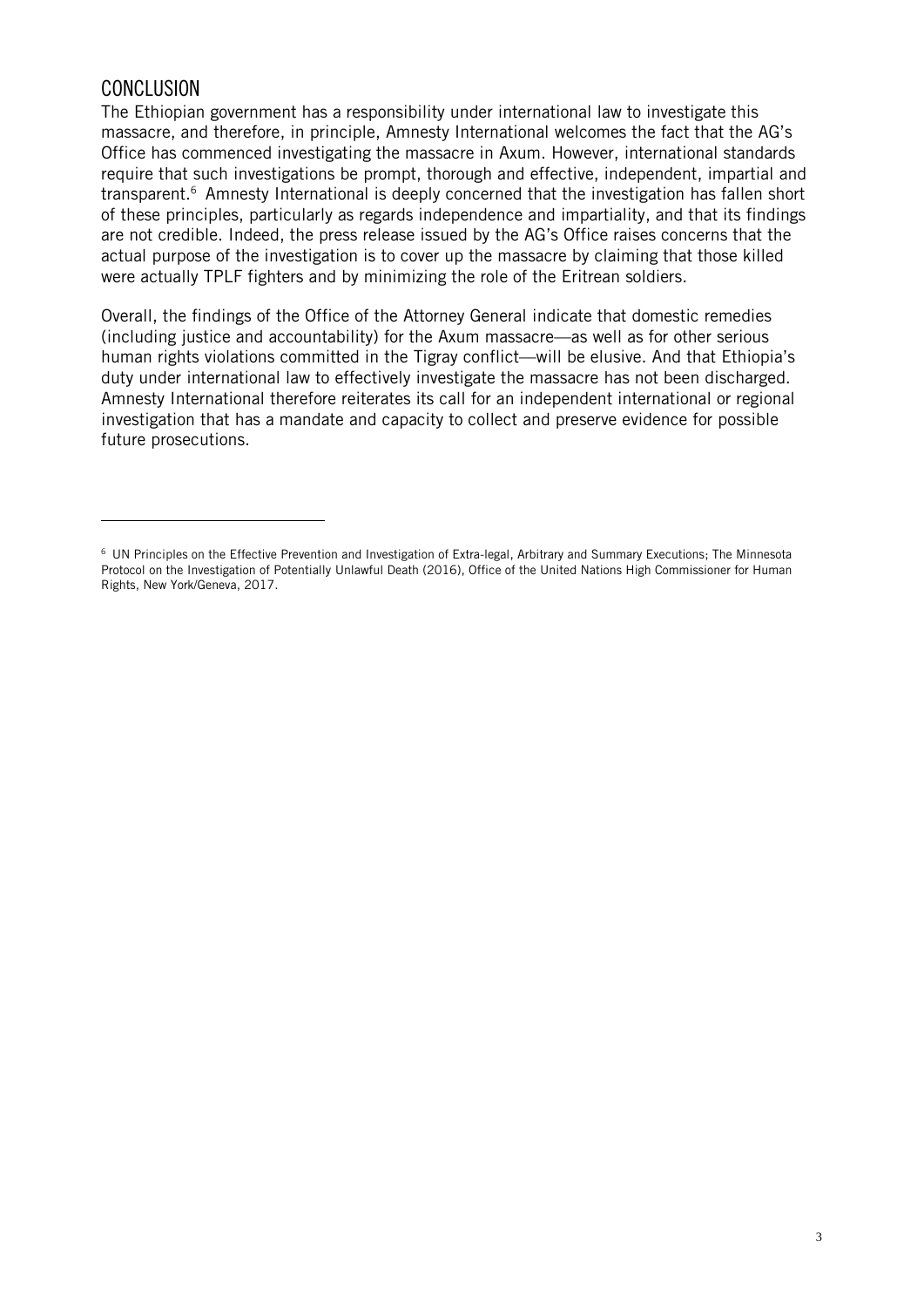## CONCLUSION

The Ethiopian government has a responsibility under international law to investigate this massacre, and therefore, in principle, Amnesty International welcomes the fact that the AG's Office has commenced investigating the massacre in Axum. However, international standards require that such investigations be prompt, thorough and effective, independent, impartial and transparent.[6] Amnesty International is deeply concerned that the investigation has fallen short of these principles, particularly as regards independence and impartiality, and that its findings are not credible. Indeed, the press release issued by the AG's Office raises concerns that the actual purpose of the investigation is to cover up the massacre by claiming that those killed were actually TPLF fighters and by minimizing the role of the Eritrean soldiers.

Overall, the findings of the Office of the Attorney General indicate that domestic remedies (including justice and accountability) for the Axum massacre—as well as for other serious human rights violations committed in the Tigray conflict—will be elusive. And that Ethiopia's duty under international law to effectively investigate the massacre has not been discharged. Amnesty International therefore reiterates its call for an independent international or regional investigation that has a mandate and capacity to collect and preserve evidence for possible future prosecutions.

---

[6] UN Principles on the Effective Prevention and Investigation of Extra-legal, Arbitrary and Summary Executions; The Minnesota Protocol on the Investigation of Potentially Unlawful Death (2016), Office of the United Nations High Commissioner for Human Rights, New York/Geneva, 2017.